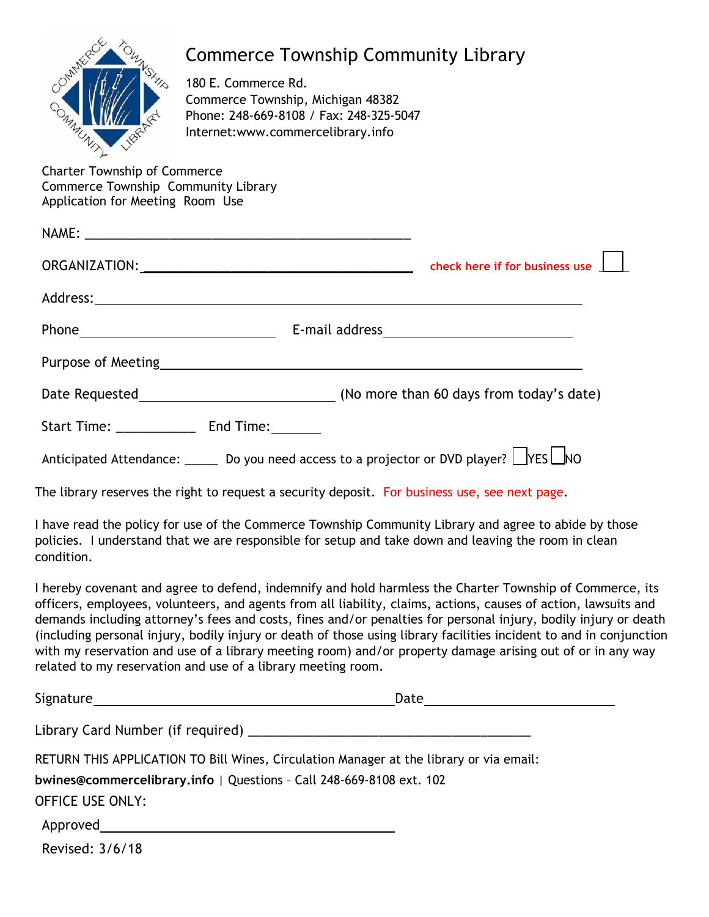# Commerce Township Community Library

180 E. Commerce Rd.
Commerce Township, Michigan 48382
Phone: 248-669-8108 / Fax: 248-325-5047
Internet:www.commercelibrary.info

Charter Township of Commerce
Commerce Township Community Library
Application for Meeting Room Use

NAME: ______________________________________________

ORGANIZATION: ________________________________________ check here if for business use ☐

Address: ____________________________________________________________________

Phone ____________________________ E-mail address ____________________________

Purpose of Meeting ____________________________________________________________

Date Requested _____________________________ (No more than 60 days from today's date)

Start Time: ___________ End Time: _______

Anticipated Attendance: _____ Do you need access to a projector or DVD player? ☐YES ☐NO

The library reserves the right to request a security deposit. For business use, see next page.

I have read the policy for use of the Commerce Township Community Library and agree to abide by those policies. I understand that we are responsible for setup and take down and leaving the room in clean condition.

I hereby covenant and agree to defend, indemnify and hold harmless the Charter Township of Commerce, its officers, employees, volunteers, and agents from all liability, claims, actions, causes of action, lawsuits and demands including attorney's fees and costs, fines and/or penalties for personal injury, bodily injury or death (including personal injury, bodily injury or death of those using library facilities incident to and in conjunction with my reservation and use of a library meeting room) and/or property damage arising out of or in any way related to my reservation and use of a library meeting room.

Signature _____________________________________________ Date ____________________________

Library Card Number (if required) __________________________________________

RETURN THIS APPLICATION TO Bill Wines, Circulation Manager at the library or via email:
**bwines@commercelibrary.info** | Questions – Call 248-669-8108 ext. 102

OFFICE USE ONLY:

Approved ____________________________________________

Revised: 3/6/18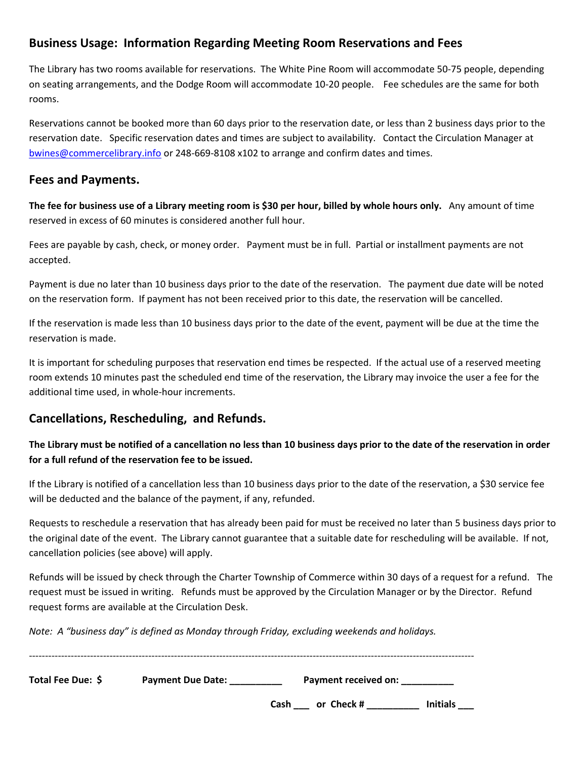## Business Usage: Information Regarding Meeting Room Reservations and Fees

The Library has two rooms available for reservations. The White Pine Room will accommodate 50-75 people, depending on seating arrangements, and the Dodge Room will accommodate 10-20 people. Fee schedules are the same for both rooms.

Reservations cannot be booked more than 60 days prior to the reservation date, or less than 2 business days prior to the reservation date. Specific reservation dates and times are subject to availability. Contact the Circulation Manager at bwines@commercelibrary.info or 248-669-8108 x102 to arrange and confirm dates and times.

## Fees and Payments.

**The fee for business use of a Library meeting room is $30 per hour, billed by whole hours only.** Any amount of time reserved in excess of 60 minutes is considered another full hour.

Fees are payable by cash, check, or money order. Payment must be in full. Partial or installment payments are not accepted.

Payment is due no later than 10 business days prior to the date of the reservation. The payment due date will be noted on the reservation form. If payment has not been received prior to this date, the reservation will be cancelled.

If the reservation is made less than 10 business days prior to the date of the event, payment will be due at the time the reservation is made.

It is important for scheduling purposes that reservation end times be respected. If the actual use of a reserved meeting room extends 10 minutes past the scheduled end time of the reservation, the Library may invoice the user a fee for the additional time used, in whole-hour increments.

## Cancellations, Rescheduling, and Refunds.

**The Library must be notified of a cancellation no less than 10 business days prior to the date of the reservation in order for a full refund of the reservation fee to be issued.**

If the Library is notified of a cancellation less than 10 business days prior to the date of the reservation, a $30 service fee will be deducted and the balance of the payment, if any, refunded.

Requests to reschedule a reservation that has already been paid for must be received no later than 5 business days prior to the original date of the event. The Library cannot guarantee that a suitable date for rescheduling will be available. If not, cancellation policies (see above) will apply.

Refunds will be issued by check through the Charter Township of Commerce within 30 days of a request for a refund. The request must be issued in writing. Refunds must be approved by the Circulation Manager or by the Director. Refund request forms are available at the Circulation Desk.

*Note: A "business day" is defined as Monday through Friday, excluding weekends and holidays.*

---

**Total Fee Due: $** **Payment Due Date: __________** **Payment received on: __________**

**Cash ___ or Check # __________ Initials ___**